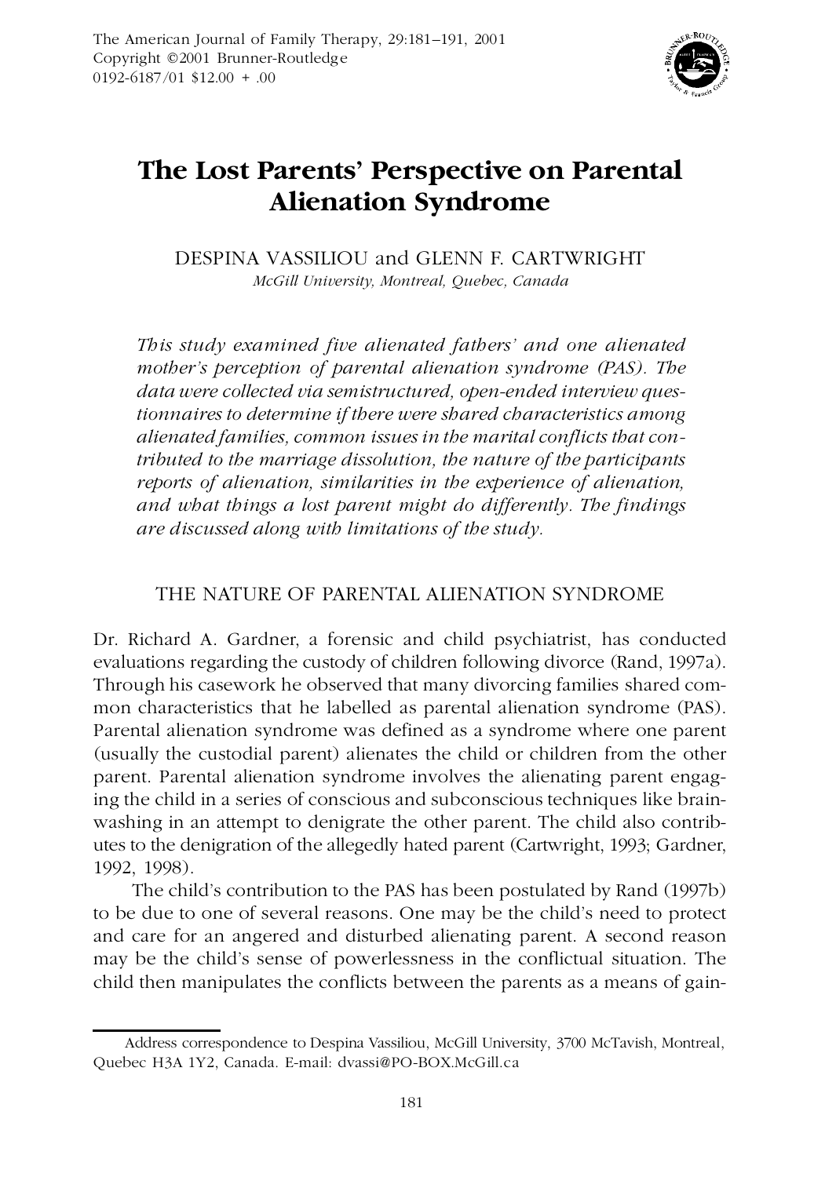# The Lost Parents' Perspective on Parental Alienation Syndrome

DESPINA VASSILIOU and GLENN F. CARTWRIGHT

*McGill University, Montreal, Quebec, Canada*

*This study examined five alienated fathers' and one alienated mother's perception of parental alienation syndrome (PAS). The data were collected via semistructured, open-ended interview questionnaires to determine if there were shared characteristics among alienated families, common issues in the marital conflicts that contributed to the marriage dissolution, the nature of the participants reports of alienation, similarities in the experience of alienation, and what things a lost parent might do differently. The findings are discussed along with limitations of the study.*

## THE NATURE OF PARENTAL ALIENATION SYNDROME

Dr. Richard A. Gardner, a forensic and child psychiatrist, has conducted evaluations regarding the custody of children following divorce (Rand, 1997a). Through his casework he observed that many divorcing families shared common characteristics that he labelled as parental alienation syndrome (PAS). Parental alienation syndrome was defined as a syndrome where one parent (usually the custodial parent) alienates the child or children from the other parent. Parental alienation syndrome involves the alienating parent engaging the child in a series of conscious and subconscious techniques like brainwashing in an attempt to denigrate the other parent. The child also contributes to the denigration of the allegedly hated parent (Cartwright, 1993; Gardner, 1992, 1998).

The child's contribution to the PAS has been postulated by Rand (1997b) to be due to one of several reasons. One may be the child's need to protect and care for an angered and disturbed alienating parent. A second reason may be the child's sense of powerlessness in the conflictual situation. The child then manipulates the conflicts between the parents as a means of gain-

Address correspondence to Despina Vassiliou, McGill University, 3700 McTavish, Montreal, Quebec H3A 1Y2, Canada. E-mail: dvassi@PO-BOX.McGill.ca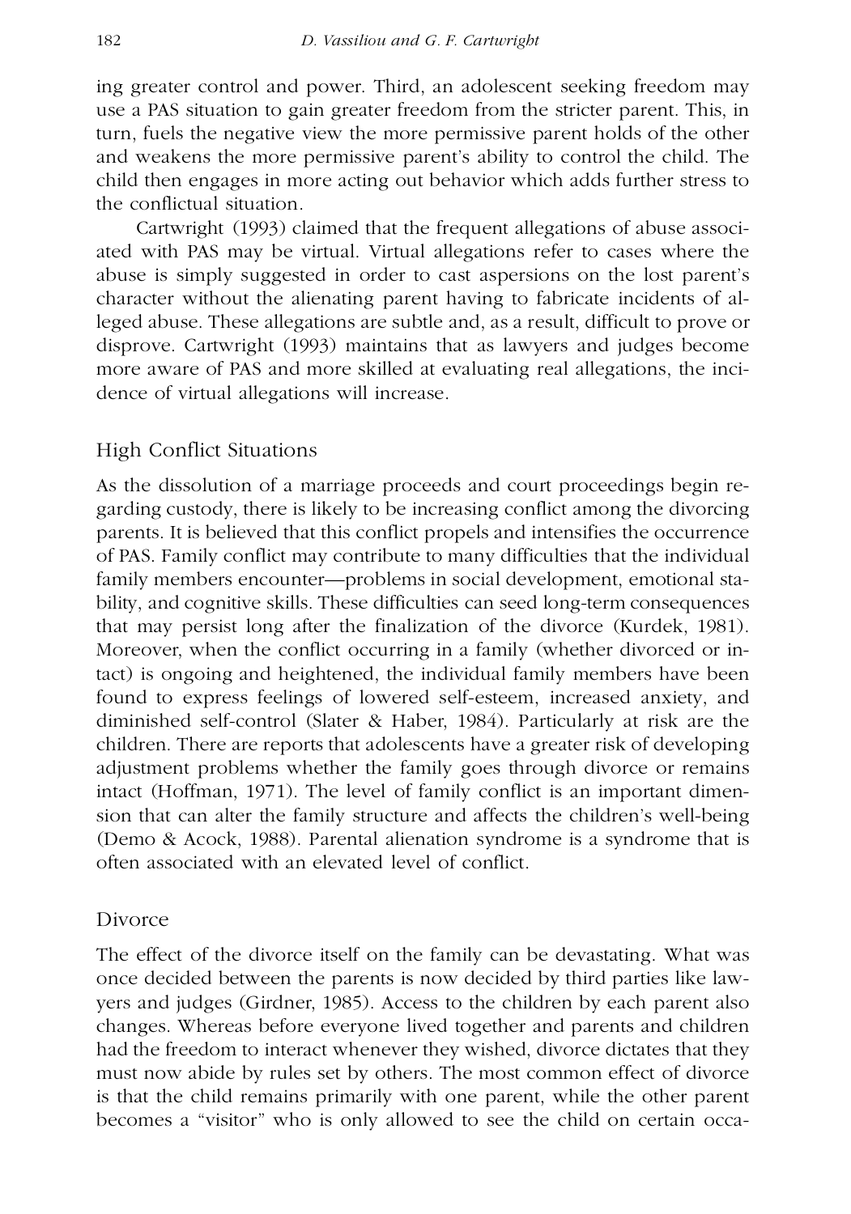ing greater control and power. Third, an adolescent seeking freedom may use a PAS situation to gain greater freedom from the stricter parent. This, in turn, fuels the negative view the more permissive parent holds of the other and weakens the more permissive parent's ability to control the child. The child then engages in more acting out behavior which adds further stress to the conflictual situation.

Cartwright (1993) claimed that the frequent allegations of abuse associated with PAS may be virtual. Virtual allegations refer to cases where the abuse is simply suggested in order to cast aspersions on the lost parent's character without the alienating parent having to fabricate incidents of alleged abuse. These allegations are subtle and, as a result, difficult to prove or disprove. Cartwright (1993) maintains that as lawyers and judges become more aware of PAS and more skilled at evaluating real allegations, the incidence of virtual allegations will increase.

## High Conflict Situations

As the dissolution of a marriage proceeds and court proceedings begin regarding custody, there is likely to be increasing conflict among the divorcing parents. It is believed that this conflict propels and intensifies the occurrence of PAS. Family conflict may contribute to many difficulties that the individual family members encounter—problems in social development, emotional stability, and cognitive skills. These difficulties can seed long-term consequences that may persist long after the finalization of the divorce (Kurdek, 1981). Moreover, when the conflict occurring in a family (whether divorced or intact) is ongoing and heightened, the individual family members have been found to express feelings of lowered self-esteem, increased anxiety, and diminished self-control (Slater & Haber, 1984). Particularly at risk are the children. There are reports that adolescents have a greater risk of developing adjustment problems whether the family goes through divorce or remains intact (Hoffman, 1971). The level of family conflict is an important dimension that can alter the family structure and affects the children's well-being (Demo & Acock, 1988). Parental alienation syndrome is a syndrome that is often associated with an elevated level of conflict.

## Divorce

The effect of the divorce itself on the family can be devastating. What was once decided between the parents is now decided by third parties like lawyers and judges (Girdner, 1985). Access to the children by each parent also changes. Whereas before everyone lived together and parents and children had the freedom to interact whenever they wished, divorce dictates that they must now abide by rules set by others. The most common effect of divorce is that the child remains primarily with one parent, while the other parent becomes a "visitor" who is only allowed to see the child on certain occa-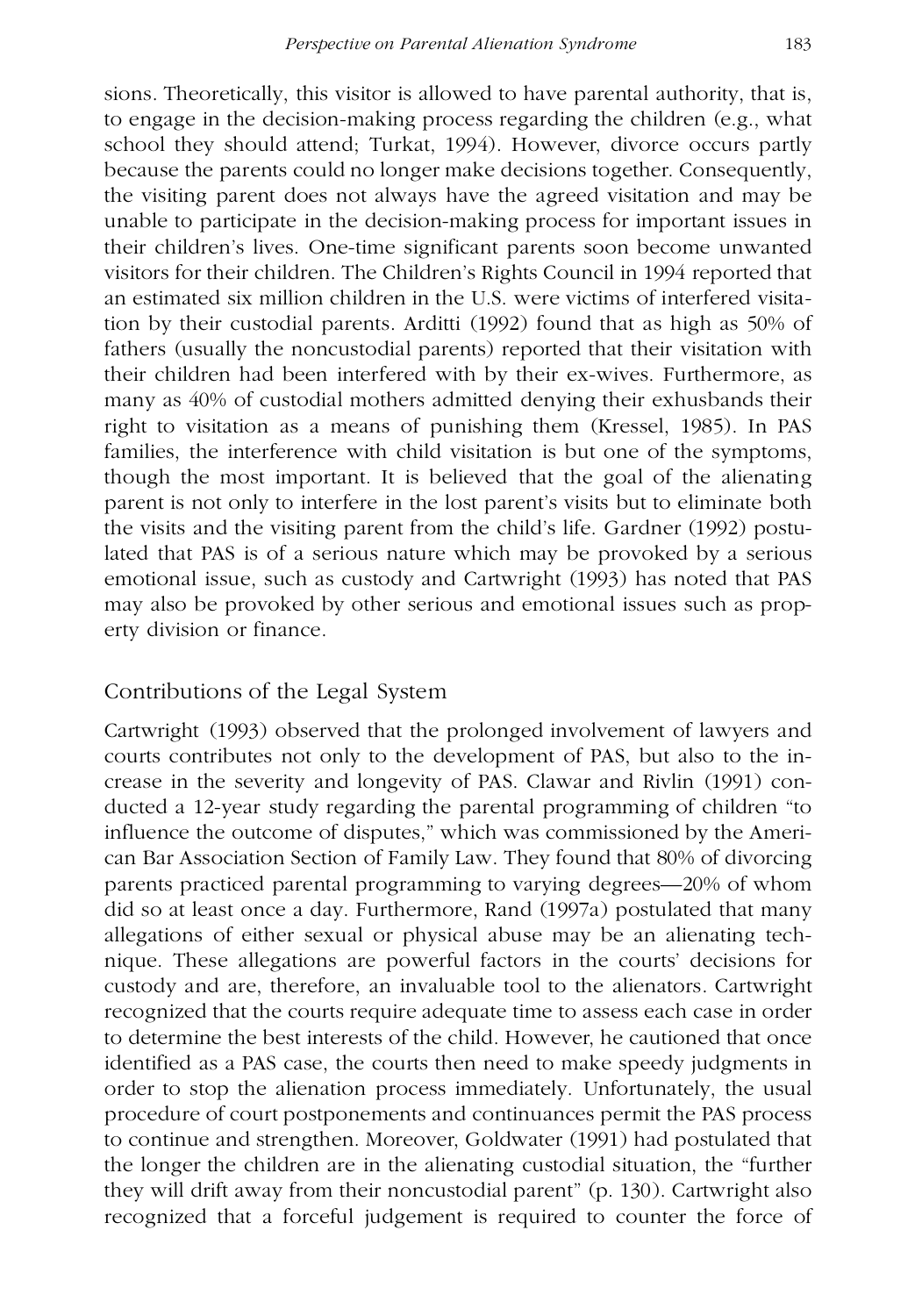sions. Theoretically, this visitor is allowed to have parental authority, that is, to engage in the decision-making process regarding the children (e.g., what school they should attend; Turkat, 1994). However, divorce occurs partly because the parents could no longer make decisions together. Consequently, the visiting parent does not always have the agreed visitation and may be unable to participate in the decision-making process for important issues in their children's lives. One-time significant parents soon become unwanted visitors for their children. The Children's Rights Council in 1994 reported that an estimated six million children in the U.S. were victims of interfered visitation by their custodial parents. Arditti (1992) found that as high as 50% of fathers (usually the noncustodial parents) reported that their visitation with their children had been interfered with by their ex-wives. Furthermore, as many as 40% of custodial mothers admitted denying their exhusbands their right to visitation as a means of punishing them (Kressel, 1985). In PAS families, the interference with child visitation is but one of the symptoms, though the most important. It is believed that the goal of the alienating parent is not only to interfere in the lost parent's visits but to eliminate both the visits and the visiting parent from the child's life. Gardner (1992) postulated that PAS is of a serious nature which may be provoked by a serious emotional issue, such as custody and Cartwright (1993) has noted that PAS may also be provoked by other serious and emotional issues such as property division or finance.

## Contributions of the Legal System

Cartwright (1993) observed that the prolonged involvement of lawyers and courts contributes not only to the development of PAS, but also to the increase in the severity and longevity of PAS. Clawar and Rivlin (1991) conducted a 12-year study regarding the parental programming of children "to influence the outcome of disputes," which was commissioned by the American Bar Association Section of Family Law. They found that 80% of divorcing parents practiced parental programming to varying degrees—20% of whom did so at least once a day. Furthermore, Rand (1997a) postulated that many allegations of either sexual or physical abuse may be an alienating technique. These allegations are powerful factors in the courts' decisions for custody and are, therefore, an invaluable tool to the alienators. Cartwright recognized that the courts require adequate time to assess each case in order to determine the best interests of the child. However, he cautioned that once identified as a PAS case, the courts then need to make speedy judgments in order to stop the alienation process immediately. Unfortunately, the usual procedure of court postponements and continuances permit the PAS process to continue and strengthen. Moreover, Goldwater (1991) had postulated that the longer the children are in the alienating custodial situation, the "further they will drift away from their noncustodial parent" (p. 130). Cartwright also recognized that a forceful judgement is required to counter the force of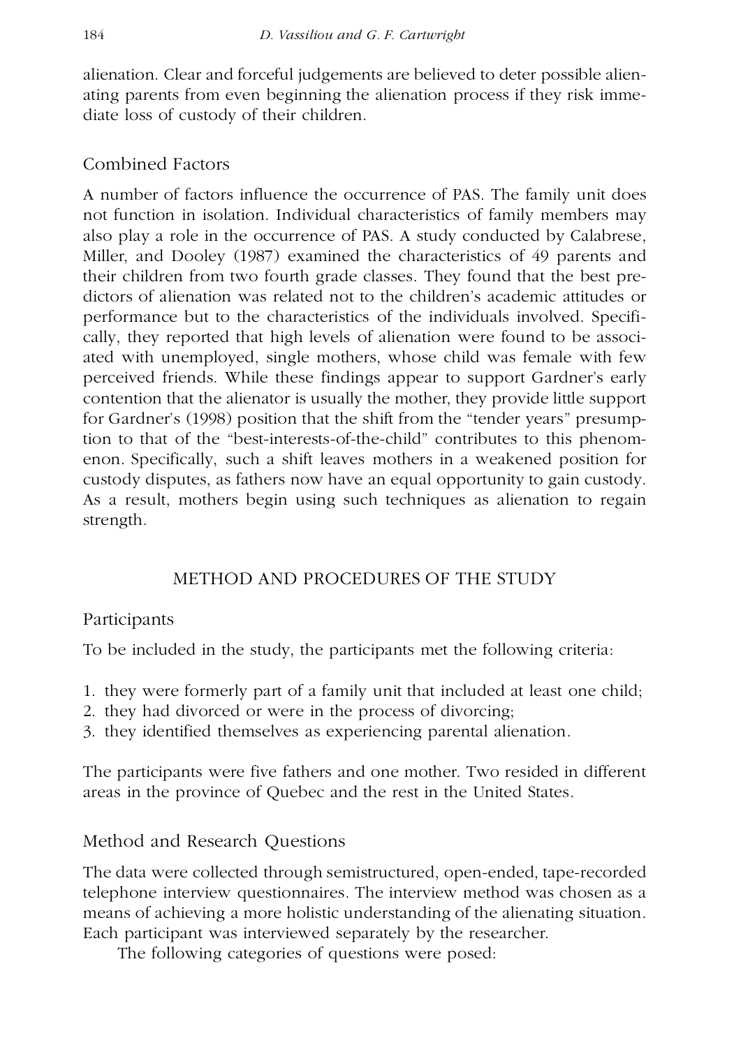alienation. Clear and forceful judgements are believed to deter possible alienating parents from even beginning the alienation process if they risk immediate loss of custody of their children.

### Combined Factors

A number of factors influence the occurrence of PAS. The family unit does not function in isolation. Individual characteristics of family members may also play a role in the occurrence of PAS. A study conducted by Calabrese, Miller, and Dooley (1987) examined the characteristics of 49 parents and their children from two fourth grade classes. They found that the best predictors of alienation was related not to the children's academic attitudes or performance but to the characteristics of the individuals involved. Specifically, they reported that high levels of alienation were found to be associated with unemployed, single mothers, whose child was female with few perceived friends. While these findings appear to support Gardner's early contention that the alienator is usually the mother, they provide little support for Gardner's (1998) position that the shift from the "tender years" presumption to that of the "best-interests-of-the-child" contributes to this phenomenon. Specifically, such a shift leaves mothers in a weakened position for custody disputes, as fathers now have an equal opportunity to gain custody. As a result, mothers begin using such techniques as alienation to regain strength.

## METHOD AND PROCEDURES OF THE STUDY

### Participants

To be included in the study, the participants met the following criteria:

1. they were formerly part of a family unit that included at least one child;
2. they had divorced or were in the process of divorcing;
3. they identified themselves as experiencing parental alienation.

The participants were five fathers and one mother. Two resided in different areas in the province of Quebec and the rest in the United States.

### Method and Research Questions

The data were collected through semistructured, open-ended, tape-recorded telephone interview questionnaires. The interview method was chosen as a means of achieving a more holistic understanding of the alienating situation. Each participant was interviewed separately by the researcher.

The following categories of questions were posed: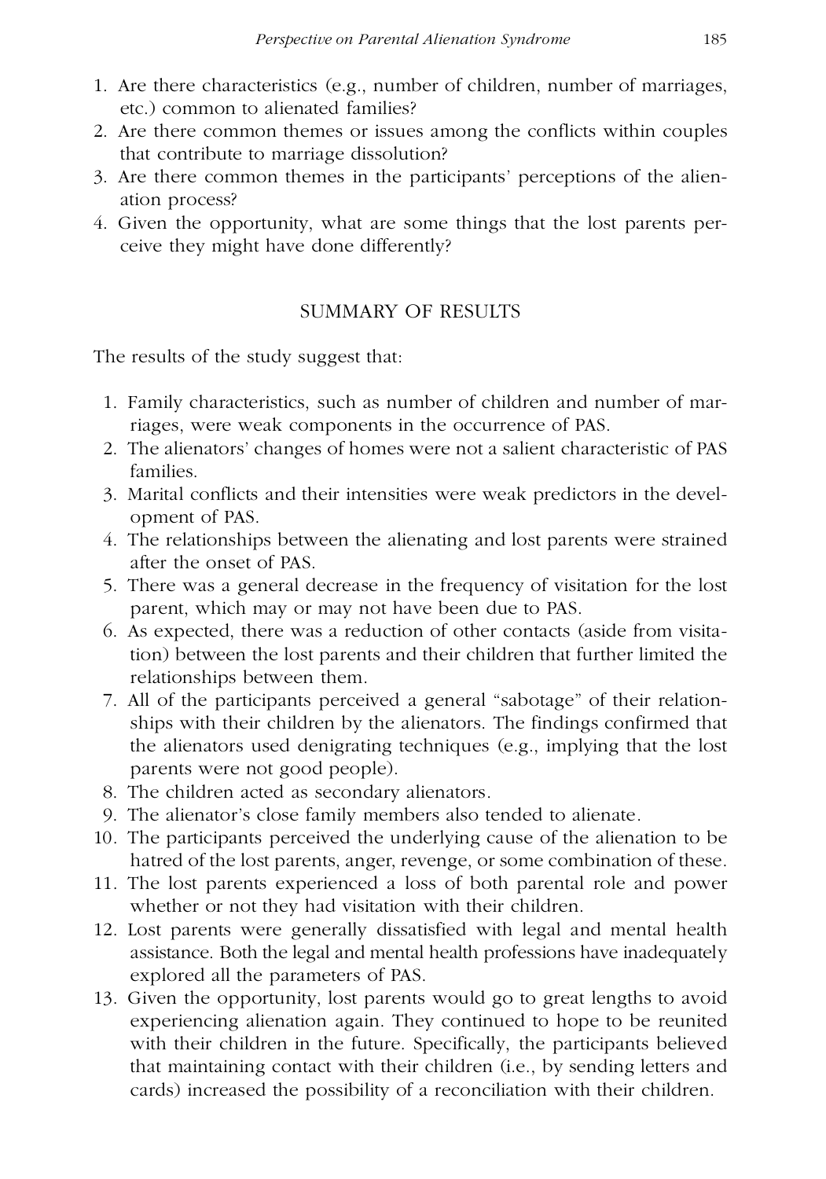1. Are there characteristics (e.g., number of children, number of marriages, etc.) common to alienated families?
2. Are there common themes or issues among the conflicts within couples that contribute to marriage dissolution?
3. Are there common themes in the participants' perceptions of the alienation process?
4. Given the opportunity, what are some things that the lost parents perceive they might have done differently?

## SUMMARY OF RESULTS

The results of the study suggest that:

1. Family characteristics, such as number of children and number of marriages, were weak components in the occurrence of PAS.
2. The alienators' changes of homes were not a salient characteristic of PAS families.
3. Marital conflicts and their intensities were weak predictors in the development of PAS.
4. The relationships between the alienating and lost parents were strained after the onset of PAS.
5. There was a general decrease in the frequency of visitation for the lost parent, which may or may not have been due to PAS.
6. As expected, there was a reduction of other contacts (aside from visitation) between the lost parents and their children that further limited the relationships between them.
7. All of the participants perceived a general "sabotage" of their relationships with their children by the alienators. The findings confirmed that the alienators used denigrating techniques (e.g., implying that the lost parents were not good people).
8. The children acted as secondary alienators.
9. The alienator's close family members also tended to alienate.
10. The participants perceived the underlying cause of the alienation to be hatred of the lost parents, anger, revenge, or some combination of these.
11. The lost parents experienced a loss of both parental role and power whether or not they had visitation with their children.
12. Lost parents were generally dissatisfied with legal and mental health assistance. Both the legal and mental health professions have inadequately explored all the parameters of PAS.
13. Given the opportunity, lost parents would go to great lengths to avoid experiencing alienation again. They continued to hope to be reunited with their children in the future. Specifically, the participants believed that maintaining contact with their children (i.e., by sending letters and cards) increased the possibility of a reconciliation with their children.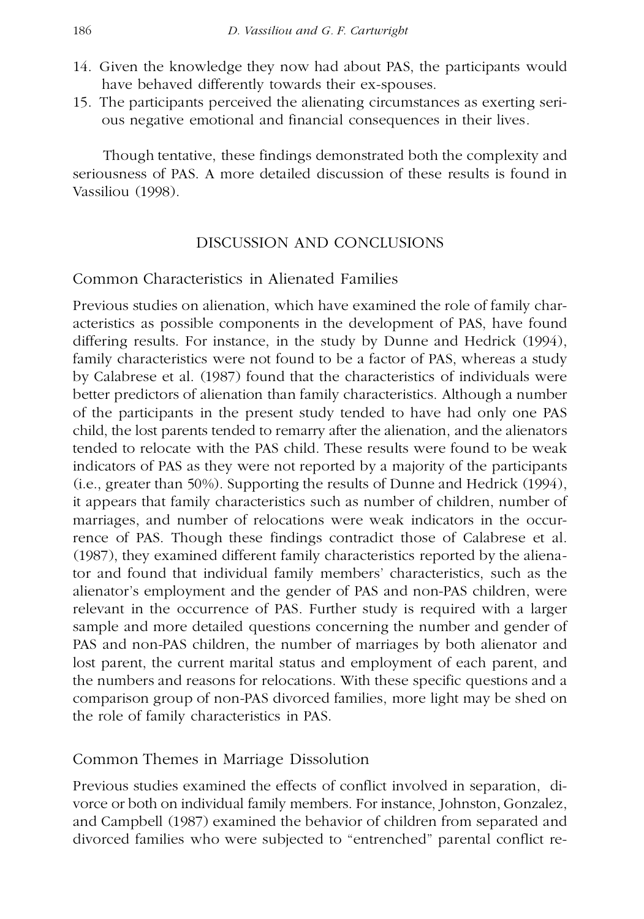14. Given the knowledge they now had about PAS, the participants would have behaved differently towards their ex-spouses.
15. The participants perceived the alienating circumstances as exerting serious negative emotional and financial consequences in their lives.

Though tentative, these findings demonstrated both the complexity and seriousness of PAS. A more detailed discussion of these results is found in Vassiliou (1998).

## DISCUSSION AND CONCLUSIONS

### Common Characteristics in Alienated Families

Previous studies on alienation, which have examined the role of family characteristics as possible components in the development of PAS, have found differing results. For instance, in the study by Dunne and Hedrick (1994), family characteristics were not found to be a factor of PAS, whereas a study by Calabrese et al. (1987) found that the characteristics of individuals were better predictors of alienation than family characteristics. Although a number of the participants in the present study tended to have had only one PAS child, the lost parents tended to remarry after the alienation, and the alienators tended to relocate with the PAS child. These results were found to be weak indicators of PAS as they were not reported by a majority of the participants (i.e., greater than 50%). Supporting the results of Dunne and Hedrick (1994), it appears that family characteristics such as number of children, number of marriages, and number of relocations were weak indicators in the occurrence of PAS. Though these findings contradict those of Calabrese et al. (1987), they examined different family characteristics reported by the alienator and found that individual family members' characteristics, such as the alienator's employment and the gender of PAS and non-PAS children, were relevant in the occurrence of PAS. Further study is required with a larger sample and more detailed questions concerning the number and gender of PAS and non-PAS children, the number of marriages by both alienator and lost parent, the current marital status and employment of each parent, and the numbers and reasons for relocations. With these specific questions and a comparison group of non-PAS divorced families, more light may be shed on the role of family characteristics in PAS.

### Common Themes in Marriage Dissolution

Previous studies examined the effects of conflict involved in separation, divorce or both on individual family members. For instance, Johnston, Gonzalez, and Campbell (1987) examined the behavior of children from separated and divorced families who were subjected to "entrenched" parental conflict re-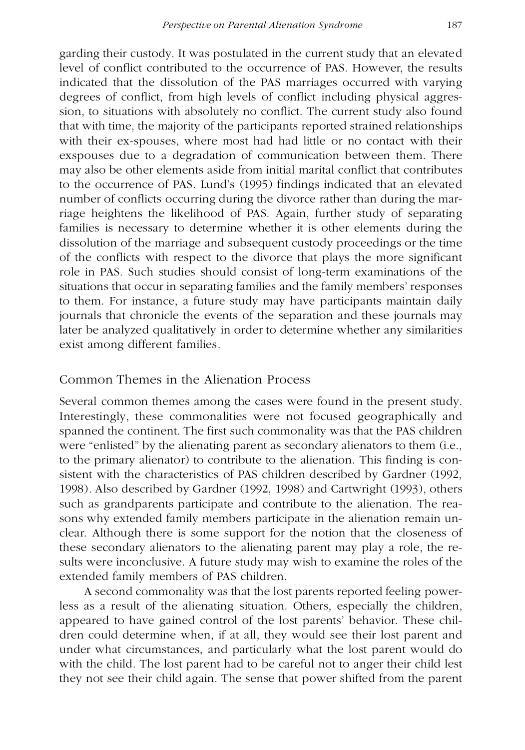garding their custody. It was postulated in the current study that an elevated level of conflict contributed to the occurrence of PAS. However, the results indicated that the dissolution of the PAS marriages occurred with varying degrees of conflict, from high levels of conflict including physical aggression, to situations with absolutely no conflict. The current study also found that with time, the majority of the participants reported strained relationships with their ex-spouses, where most had had little or no contact with their exspouses due to a degradation of communication between them. There may also be other elements aside from initial marital conflict that contributes to the occurrence of PAS. Lund's (1995) findings indicated that an elevated number of conflicts occurring during the divorce rather than during the marriage heightens the likelihood of PAS. Again, further study of separating families is necessary to determine whether it is other elements during the dissolution of the marriage and subsequent custody proceedings or the time of the conflicts with respect to the divorce that plays the more significant role in PAS. Such studies should consist of long-term examinations of the situations that occur in separating families and the family members' responses to them. For instance, a future study may have participants maintain daily journals that chronicle the events of the separation and these journals may later be analyzed qualitatively in order to determine whether any similarities exist among different families.

## Common Themes in the Alienation Process

Several common themes among the cases were found in the present study. Interestingly, these commonalities were not focused geographically and spanned the continent. The first such commonality was that the PAS children were "enlisted" by the alienating parent as secondary alienators to them (i.e., to the primary alienator) to contribute to the alienation. This finding is consistent with the characteristics of PAS children described by Gardner (1992, 1998). Also described by Gardner (1992, 1998) and Cartwright (1993), others such as grandparents participate and contribute to the alienation. The reasons why extended family members participate in the alienation remain unclear. Although there is some support for the notion that the closeness of these secondary alienators to the alienating parent may play a role, the results were inconclusive. A future study may wish to examine the roles of the extended family members of PAS children.

A second commonality was that the lost parents reported feeling powerless as a result of the alienating situation. Others, especially the children, appeared to have gained control of the lost parents' behavior. These children could determine when, if at all, they would see their lost parent and under what circumstances, and particularly what the lost parent would do with the child. The lost parent had to be careful not to anger their child lest they not see their child again. The sense that power shifted from the parent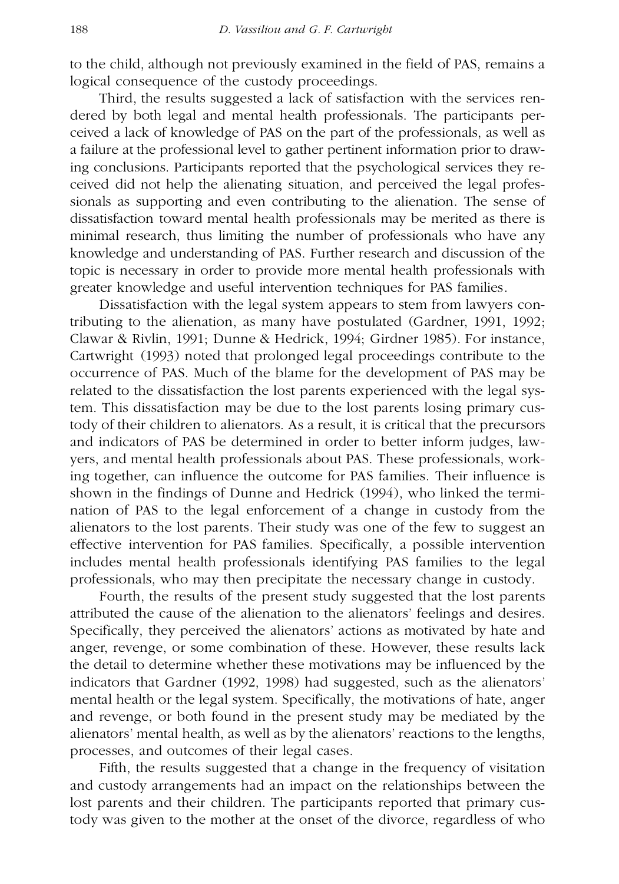to the child, although not previously examined in the field of PAS, remains a logical consequence of the custody proceedings.

Third, the results suggested a lack of satisfaction with the services rendered by both legal and mental health professionals. The participants perceived a lack of knowledge of PAS on the part of the professionals, as well as a failure at the professional level to gather pertinent information prior to drawing conclusions. Participants reported that the psychological services they received did not help the alienating situation, and perceived the legal professionals as supporting and even contributing to the alienation. The sense of dissatisfaction toward mental health professionals may be merited as there is minimal research, thus limiting the number of professionals who have any knowledge and understanding of PAS. Further research and discussion of the topic is necessary in order to provide more mental health professionals with greater knowledge and useful intervention techniques for PAS families.

Dissatisfaction with the legal system appears to stem from lawyers contributing to the alienation, as many have postulated (Gardner, 1991, 1992; Clawar & Rivlin, 1991; Dunne & Hedrick, 1994; Girdner 1985). For instance, Cartwright (1993) noted that prolonged legal proceedings contribute to the occurrence of PAS. Much of the blame for the development of PAS may be related to the dissatisfaction the lost parents experienced with the legal system. This dissatisfaction may be due to the lost parents losing primary custody of their children to alienators. As a result, it is critical that the precursors and indicators of PAS be determined in order to better inform judges, lawyers, and mental health professionals about PAS. These professionals, working together, can influence the outcome for PAS families. Their influence is shown in the findings of Dunne and Hedrick (1994), who linked the termination of PAS to the legal enforcement of a change in custody from the alienators to the lost parents. Their study was one of the few to suggest an effective intervention for PAS families. Specifically, a possible intervention includes mental health professionals identifying PAS families to the legal professionals, who may then precipitate the necessary change in custody.

Fourth, the results of the present study suggested that the lost parents attributed the cause of the alienation to the alienators' feelings and desires. Specifically, they perceived the alienators' actions as motivated by hate and anger, revenge, or some combination of these. However, these results lack the detail to determine whether these motivations may be influenced by the indicators that Gardner (1992, 1998) had suggested, such as the alienators' mental health or the legal system. Specifically, the motivations of hate, anger and revenge, or both found in the present study may be mediated by the alienators' mental health, as well as by the alienators' reactions to the lengths, processes, and outcomes of their legal cases.

Fifth, the results suggested that a change in the frequency of visitation and custody arrangements had an impact on the relationships between the lost parents and their children. The participants reported that primary custody was given to the mother at the onset of the divorce, regardless of who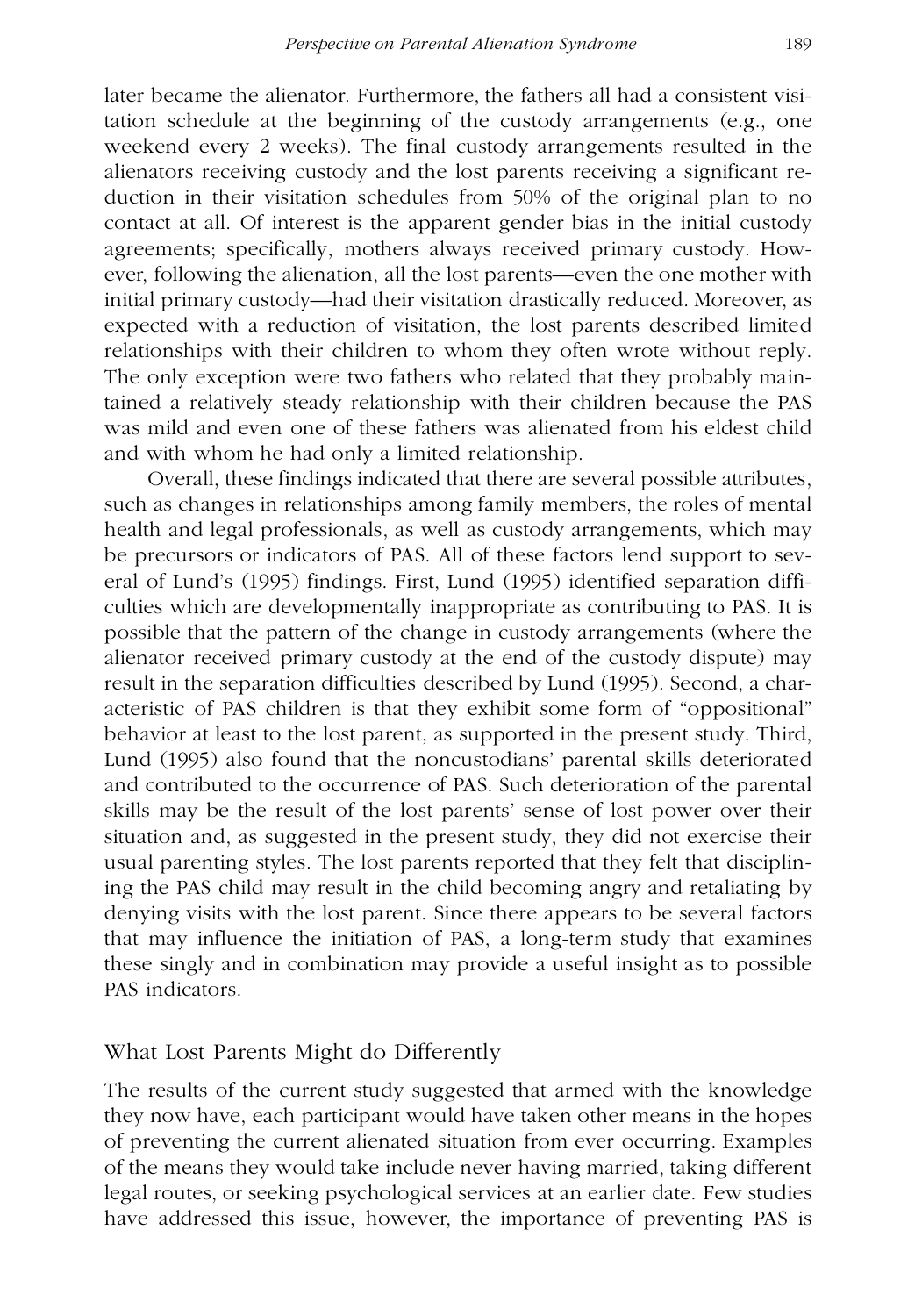later became the alienator. Furthermore, the fathers all had a consistent visitation schedule at the beginning of the custody arrangements (e.g., one weekend every 2 weeks). The final custody arrangements resulted in the alienators receiving custody and the lost parents receiving a significant reduction in their visitation schedules from 50% of the original plan to no contact at all. Of interest is the apparent gender bias in the initial custody agreements; specifically, mothers always received primary custody. However, following the alienation, all the lost parents—even the one mother with initial primary custody—had their visitation drastically reduced. Moreover, as expected with a reduction of visitation, the lost parents described limited relationships with their children to whom they often wrote without reply. The only exception were two fathers who related that they probably maintained a relatively steady relationship with their children because the PAS was mild and even one of these fathers was alienated from his eldest child and with whom he had only a limited relationship.

Overall, these findings indicated that there are several possible attributes, such as changes in relationships among family members, the roles of mental health and legal professionals, as well as custody arrangements, which may be precursors or indicators of PAS. All of these factors lend support to several of Lund's (1995) findings. First, Lund (1995) identified separation difficulties which are developmentally inappropriate as contributing to PAS. It is possible that the pattern of the change in custody arrangements (where the alienator received primary custody at the end of the custody dispute) may result in the separation difficulties described by Lund (1995). Second, a characteristic of PAS children is that they exhibit some form of "oppositional" behavior at least to the lost parent, as supported in the present study. Third, Lund (1995) also found that the noncustodians' parental skills deteriorated and contributed to the occurrence of PAS. Such deterioration of the parental skills may be the result of the lost parents' sense of lost power over their situation and, as suggested in the present study, they did not exercise their usual parenting styles. The lost parents reported that they felt that disciplining the PAS child may result in the child becoming angry and retaliating by denying visits with the lost parent. Since there appears to be several factors that may influence the initiation of PAS, a long-term study that examines these singly and in combination may provide a useful insight as to possible PAS indicators.

## What Lost Parents Might do Differently

The results of the current study suggested that armed with the knowledge they now have, each participant would have taken other means in the hopes of preventing the current alienated situation from ever occurring. Examples of the means they would take include never having married, taking different legal routes, or seeking psychological services at an earlier date. Few studies have addressed this issue, however, the importance of preventing PAS is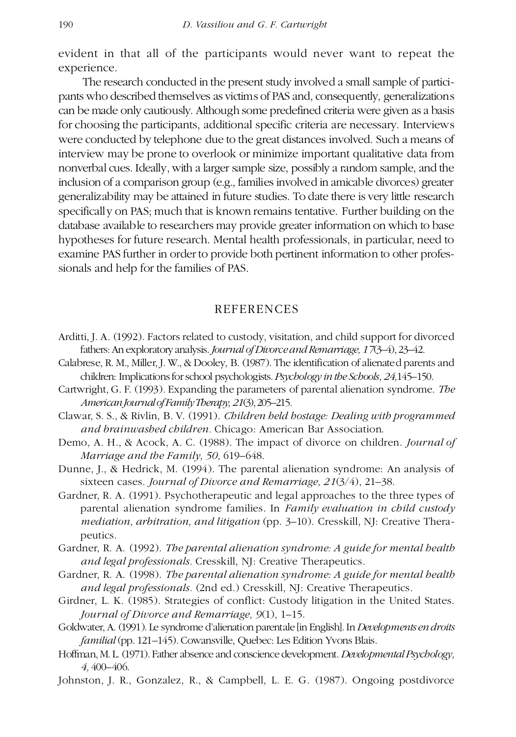evident in that all of the participants would never want to repeat the experience.

The research conducted in the present study involved a small sample of participants who described themselves as victims of PAS and, consequently, generalizations can be made only cautiously. Although some predefined criteria were given as a basis for choosing the participants, additional specific criteria are necessary. Interviews were conducted by telephone due to the great distances involved. Such a means of interview may be prone to overlook or minimize important qualitative data from nonverbal cues. Ideally, with a larger sample size, possibly a random sample, and the inclusion of a comparison group (e.g., families involved in amicable divorces) greater generalizability may be attained in future studies. To date there is very little research specifically on PAS; much that is known remains tentative. Further building on the database available to researchers may provide greater information on which to base hypotheses for future research. Mental health professionals, in particular, need to examine PAS further in order to provide both pertinent information to other professionals and help for the families of PAS.

## REFERENCES

Arditti, J. A. (1992). Factors related to custody, visitation, and child support for divorced fathers: An exploratory analysis. *Journal of Divorce and Remarriage, 17*(3–4), 23–42.

Calabrese, R. M., Miller, J. W., & Dooley, B. (1987). The identification of alienated parents and children: Implications for school psychologists. *Psychology in the Schools, 24,*145–150.

Cartwright, G. F. (1993). Expanding the parameters of parental alienation syndrome. *The American Journal of Family Therapy, 21*(3), 205–215.

Clawar, S. S., & Rivlin, B. V. (1991). *Children held hostage: Dealing with programmed and brainwashed children.* Chicago: American Bar Association.

Demo, A. H., & Acock, A. C. (1988). The impact of divorce on children. *Journal of Marriage and the Family, 50,* 619–648.

Dunne, J., & Hedrick, M. (1994). The parental alienation syndrome: An analysis of sixteen cases. *Journal of Divorce and Remarriage, 21*(3/4), 21–38.

Gardner, R. A. (1991). Psychotherapeutic and legal approaches to the three types of parental alienation syndrome families. In *Family evaluation in child custody mediation, arbitration, and litigation* (pp. 3–10). Cresskill, NJ: Creative Therapeutics.

Gardner, R. A. (1992). *The parental alienation syndrome: A guide for mental health and legal professionals.* Cresskill, NJ: Creative Therapeutics.

Gardner, R. A. (1998). *The parental alienation syndrome: A guide for mental health and legal professionals.* (2nd ed.) Cresskill, NJ: Creative Therapeutics.

Girdner, L. K. (1985). Strategies of conflict: Custody litigation in the United States. *Journal of Divorce and Remarriage, 9*(1), 1–15.

Goldwater, A. (1991). Le syndrome d'alienation parentale [in English]. In *Developments en droits familial* (pp. 121–145). Cowansville, Quebec: Les Edition Yvons Blais.

Hoffman, M. L. (1971). Father absence and conscience development. *Developmental Psychology, 4,* 400–406.

Johnston, J. R., Gonzalez, R., & Campbell, L. E. G. (1987). Ongoing postdivorce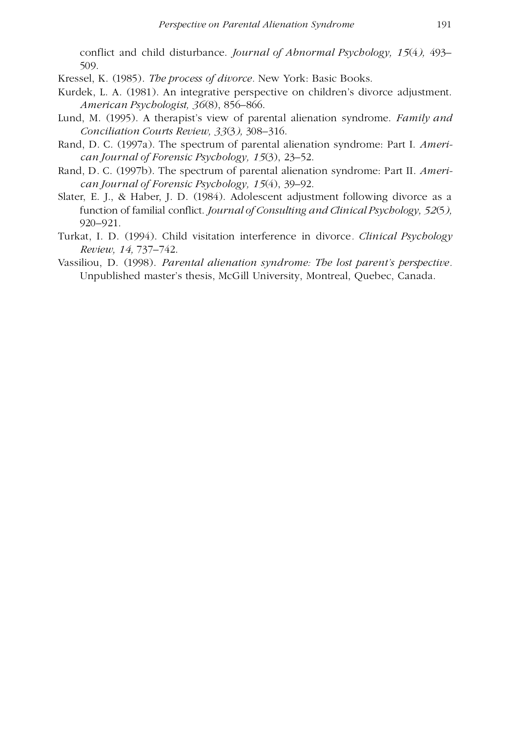conflict and child disturbance. *Journal of Abnormal Psychology, 15*(4), 493–509.

Kressel, K. (1985). *The process of divorce*. New York: Basic Books.

Kurdek, L. A. (1981). An integrative perspective on children's divorce adjustment. *American Psychologist, 36*(8), 856–866.

Lund, M. (1995). A therapist's view of parental alienation syndrome. *Family and Conciliation Courts Review, 33*(3), 308–316.

Rand, D. C. (1997a). The spectrum of parental alienation syndrome: Part I. *American Journal of Forensic Psychology, 15*(3), 23–52.

Rand, D. C. (1997b). The spectrum of parental alienation syndrome: Part II. *American Journal of Forensic Psychology, 15*(4), 39–92.

Slater, E. J., & Haber, J. D. (1984). Adolescent adjustment following divorce as a function of familial conflict. *Journal of Consulting and Clinical Psychology, 52*(5), 920–921.

Turkat, I. D. (1994). Child visitation interference in divorce. *Clinical Psychology Review, 14,* 737–742.

Vassiliou, D. (1998). *Parental alienation syndrome: The lost parent's perspective*. Unpublished master's thesis, McGill University, Montreal, Quebec, Canada.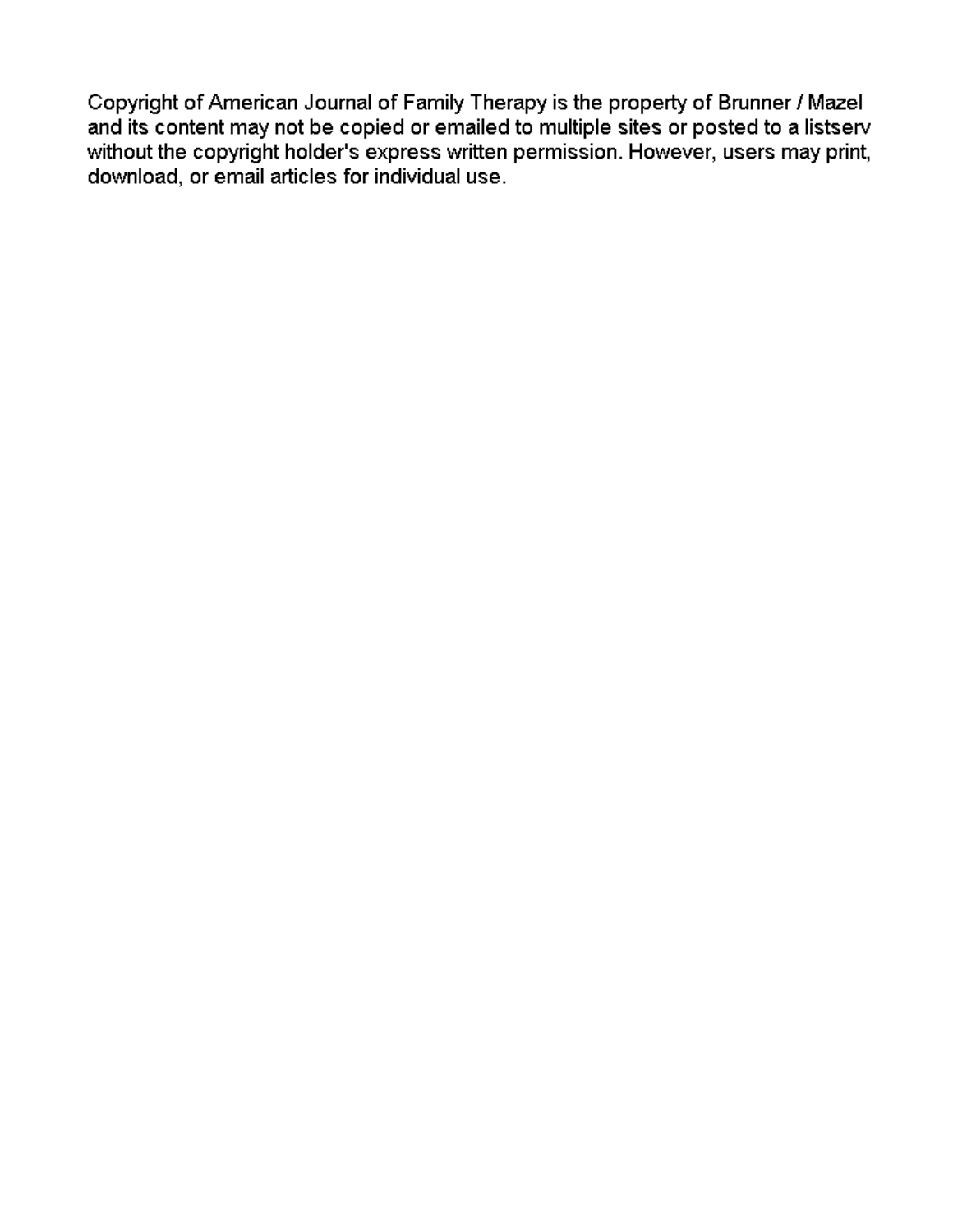Copyright of American Journal of Family Therapy is the property of Brunner / Mazel and its content may not be copied or emailed to multiple sites or posted to a listserv without the copyright holder's express written permission. However, users may print, download, or email articles for individual use.